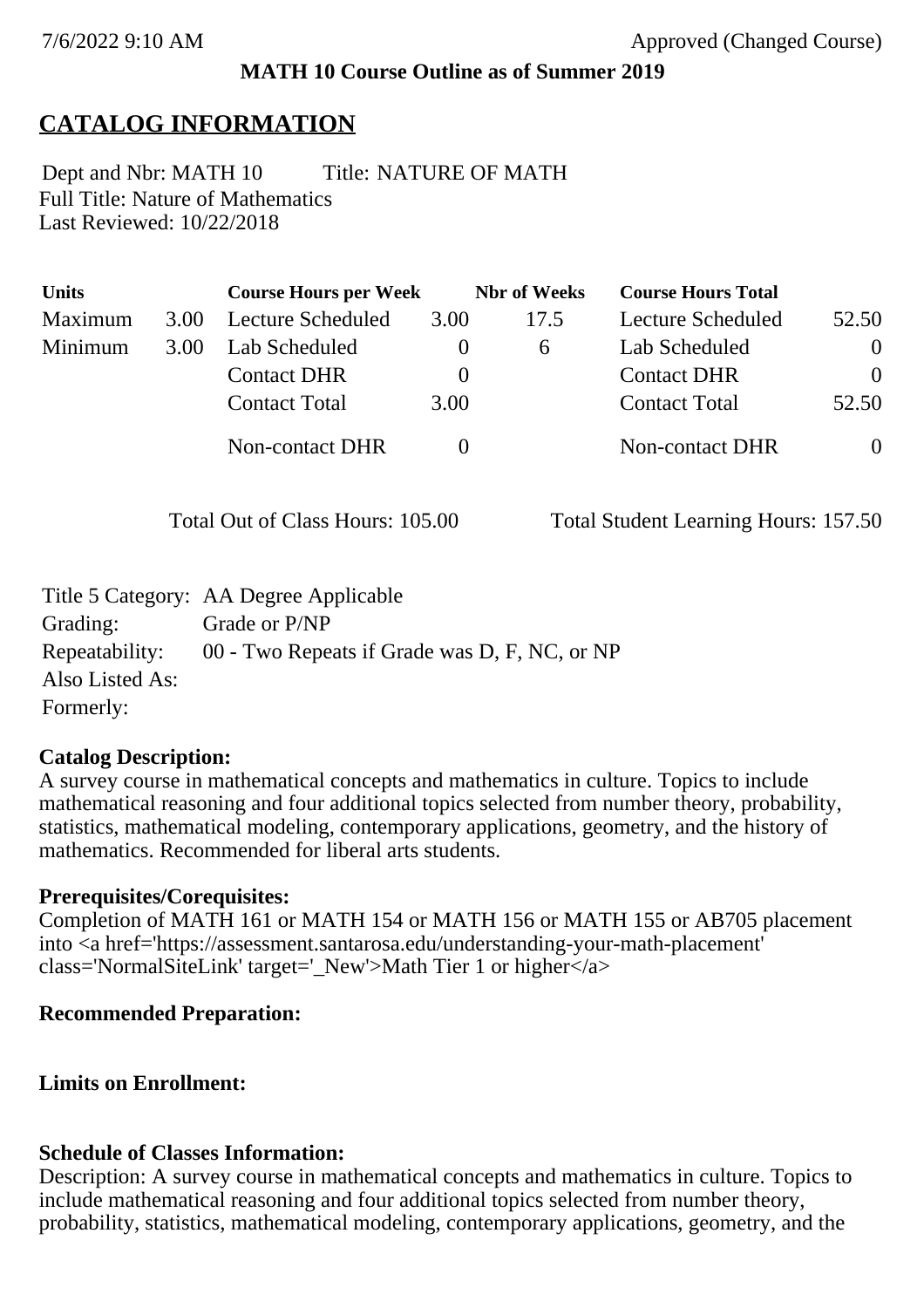7/6/2022 9:10 AM Approved (Changed Course)

**MATH 10 Course Outline as of Summer 2019**

# CATALOG INFORMATION

Dept and Nbr: MATH 10 Title: NATURE OF MATH
Full Title: Nature of Mathematics
Last Reviewed: 10/22/2018

| Units | | Course Hours per Week | | Nbr of Weeks | Course Hours Total | |
|---|---|---|---|---|---|---|
| Maximum | 3.00 | Lecture Scheduled | 3.00 | 17.5 | Lecture Scheduled | 52.50 |
| Minimum | 3.00 | Lab Scheduled | 0 | 6 | Lab Scheduled | 0 |
| | | Contact DHR | 0 | | Contact DHR | 0 |
| | | Contact Total | 3.00 | | Contact Total | 52.50 |
| | | Non-contact DHR | 0 | | Non-contact DHR | 0 |

Total Out of Class Hours: 105.00 Total Student Learning Hours: 157.50

Title 5 Category: AA Degree Applicable
Grading: Grade or P/NP
Repeatability: 00 - Two Repeats if Grade was D, F, NC, or NP
Also Listed As:
Formerly:

**Catalog Description:**
A survey course in mathematical concepts and mathematics in culture. Topics to include mathematical reasoning and four additional topics selected from number theory, probability, statistics, mathematical modeling, contemporary applications, geometry, and the history of mathematics. Recommended for liberal arts students.

**Prerequisites/Corequisites:**
Completion of MATH 161 or MATH 154 or MATH 156 or MATH 155 or AB705 placement into <a href='https://assessment.santarosa.edu/understanding-your-math-placement' class='NormalSiteLink' target='_New'>Math Tier 1 or higher</a>

**Recommended Preparation:**

**Limits on Enrollment:**

**Schedule of Classes Information:**
Description: A survey course in mathematical concepts and mathematics in culture. Topics to include mathematical reasoning and four additional topics selected from number theory, probability, statistics, mathematical modeling, contemporary applications, geometry, and the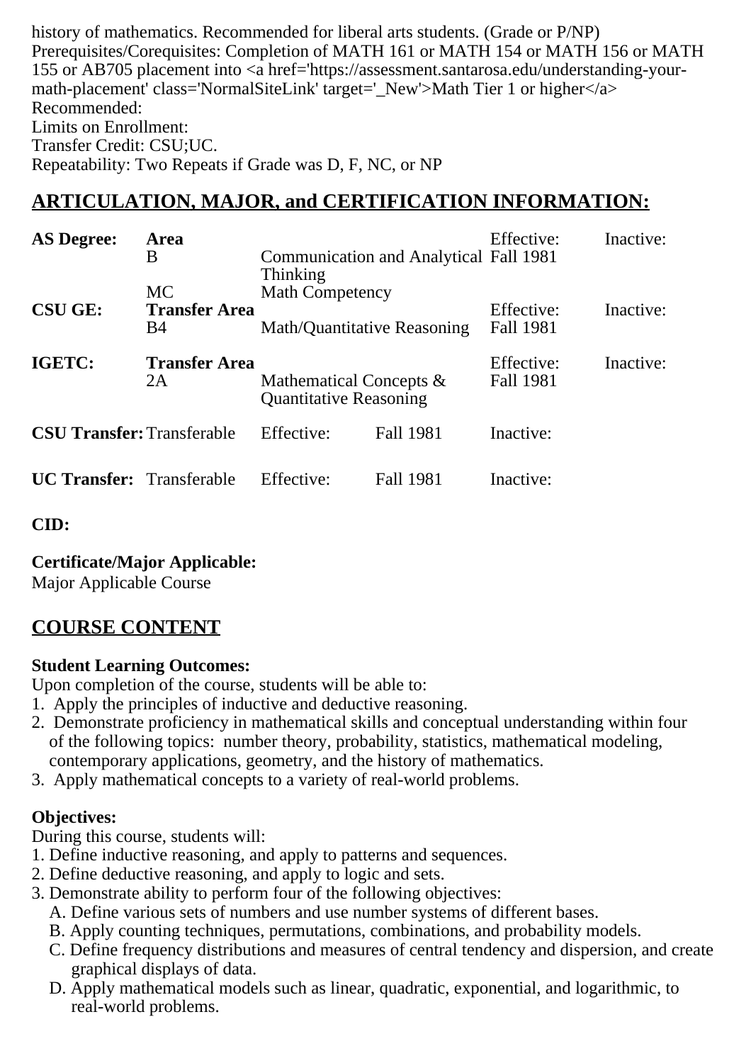history of mathematics. Recommended for liberal arts students. (Grade or P/NP)
Prerequisites/Corequisites: Completion of MATH 161 or MATH 154 or MATH 156 or MATH 155 or AB705 placement into <a href='https://assessment.santarosa.edu/understanding-your-math-placement' class='NormalSiteLink' target='_New'>Math Tier 1 or higher</a>
Recommended:
Limits on Enrollment:
Transfer Credit: CSU;UC.
Repeatability: Two Repeats if Grade was D, F, NC, or NP

## ARTICULATION, MAJOR, and CERTIFICATION INFORMATION:

| | | | | |
|---|---|---|---|---|
| **AS Degree:** | **Area** | | Effective: | Inactive: |
| | B | Communication and Analytical Thinking | Fall 1981 | |
| | MC | Math Competency | | |
| **CSU GE:** | **Transfer Area** | | Effective: | Inactive: |
| | B4 | Math/Quantitative Reasoning | Fall 1981 | |
| **IGETC:** | **Transfer Area** | | Effective: | Inactive: |
| | 2A | Mathematical Concepts & Quantitative Reasoning | Fall 1981 | |

| | | | | |
|---|---|---|---|---|
| **CSU Transfer:** | Transferable | Effective: | Fall 1981 | Inactive: |
| **UC Transfer:** | Transferable | Effective: | Fall 1981 | Inactive: |

**CID:**

**Certificate/Major Applicable:**
Major Applicable Course

## COURSE CONTENT

**Student Learning Outcomes:**
Upon completion of the course, students will be able to:
1. Apply the principles of inductive and deductive reasoning.
2. Demonstrate proficiency in mathematical skills and conceptual understanding within four of the following topics: number theory, probability, statistics, mathematical modeling, contemporary applications, geometry, and the history of mathematics.
3. Apply mathematical concepts to a variety of real-world problems.

**Objectives:**
During this course, students will:
1. Define inductive reasoning, and apply to patterns and sequences.
2. Define deductive reasoning, and apply to logic and sets.
3. Demonstrate ability to perform four of the following objectives:
   A. Define various sets of numbers and use number systems of different bases.
   B. Apply counting techniques, permutations, combinations, and probability models.
   C. Define frequency distributions and measures of central tendency and dispersion, and create graphical displays of data.
   D. Apply mathematical models such as linear, quadratic, exponential, and logarithmic, to real-world problems.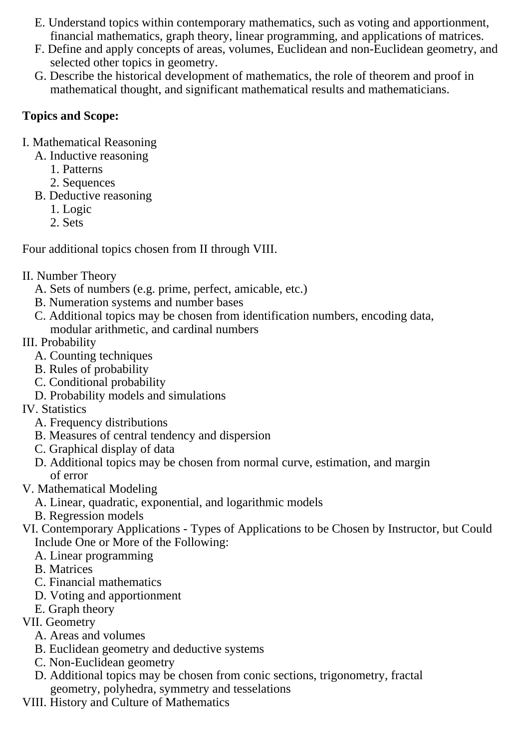E. Understand topics within contemporary mathematics, such as voting and apportionment, financial mathematics, graph theory, linear programming, and applications of matrices.
F. Define and apply concepts of areas, volumes, Euclidean and non-Euclidean geometry, and selected other topics in geometry.
G. Describe the historical development of mathematics, the role of theorem and proof in mathematical thought, and significant mathematical results and mathematicians.

**Topics and Scope:**

I. Mathematical Reasoning
- A. Inductive reasoning
  - 1. Patterns
  - 2. Sequences
- B. Deductive reasoning
  - 1. Logic
  - 2. Sets

Four additional topics chosen from II through VIII.

II. Number Theory
- A. Sets of numbers (e.g. prime, perfect, amicable, etc.)
- B. Numeration systems and number bases
- C. Additional topics may be chosen from identification numbers, encoding data, modular arithmetic, and cardinal numbers

III. Probability
- A. Counting techniques
- B. Rules of probability
- C. Conditional probability
- D. Probability models and simulations

IV. Statistics
- A. Frequency distributions
- B. Measures of central tendency and dispersion
- C. Graphical display of data
- D. Additional topics may be chosen from normal curve, estimation, and margin of error

V. Mathematical Modeling
- A. Linear, quadratic, exponential, and logarithmic models
- B. Regression models

VI. Contemporary Applications - Types of Applications to be Chosen by Instructor, but Could Include One or More of the Following:
- A. Linear programming
- B. Matrices
- C. Financial mathematics
- D. Voting and apportionment
- E. Graph theory

VII. Geometry
- A. Areas and volumes
- B. Euclidean geometry and deductive systems
- C. Non-Euclidean geometry
- D. Additional topics may be chosen from conic sections, trigonometry, fractal geometry, polyhedra, symmetry and tesselations

VIII. History and Culture of Mathematics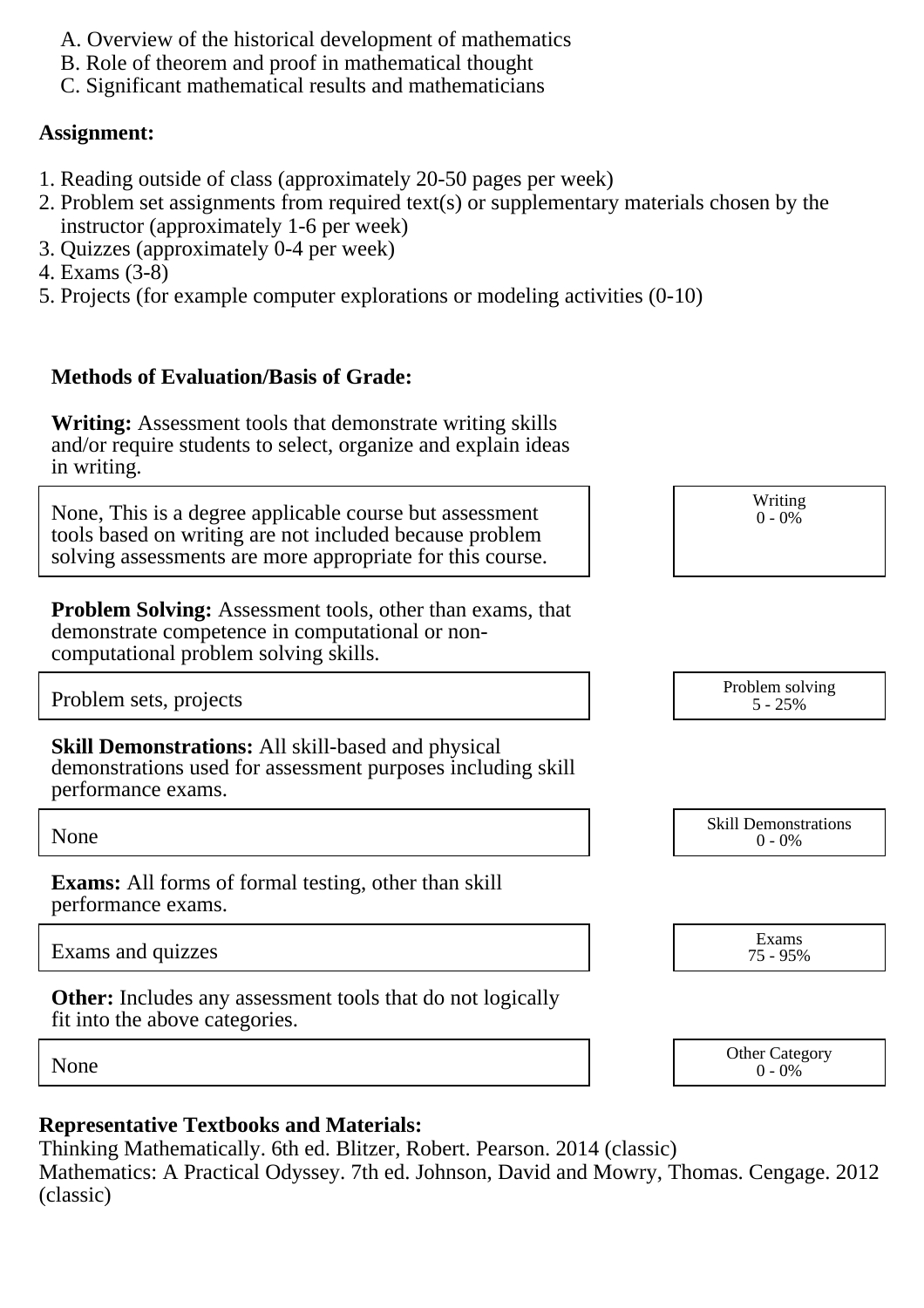A. Overview of the historical development of mathematics
B. Role of theorem and proof in mathematical thought
C. Significant mathematical results and mathematicians

**Assignment:**

1. Reading outside of class (approximately 20-50 pages per week)
2. Problem set assignments from required text(s) or supplementary materials chosen by the instructor (approximately 1-6 per week)
3. Quizzes (approximately 0-4 per week)
4. Exams (3-8)
5. Projects (for example computer explorations or modeling activities (0-10)

**Methods of Evaluation/Basis of Grade:**

**Writing:** Assessment tools that demonstrate writing skills and/or require students to select, organize and explain ideas in writing.

| | |
|---|---|
| None, This is a degree applicable course but assessment tools based on writing are not included because problem solving assessments are more appropriate for this course. | Writing 0 - 0% |

**Problem Solving:** Assessment tools, other than exams, that demonstrate competence in computational or non-computational problem solving skills.

| | |
|---|---|
| Problem sets, projects | Problem solving 5 - 25% |

**Skill Demonstrations:** All skill-based and physical demonstrations used for assessment purposes including skill performance exams.

| | |
|---|---|
| None | Skill Demonstrations 0 - 0% |

**Exams:** All forms of formal testing, other than skill performance exams.

| | |
|---|---|
| Exams and quizzes | Exams 75 - 95% |

**Other:** Includes any assessment tools that do not logically fit into the above categories.

| | |
|---|---|
| None | Other Category 0 - 0% |

**Representative Textbooks and Materials:**

Thinking Mathematically. 6th ed. Blitzer, Robert. Pearson. 2014 (classic)
Mathematics: A Practical Odyssey. 7th ed. Johnson, David and Mowry, Thomas. Cengage. 2012 (classic)